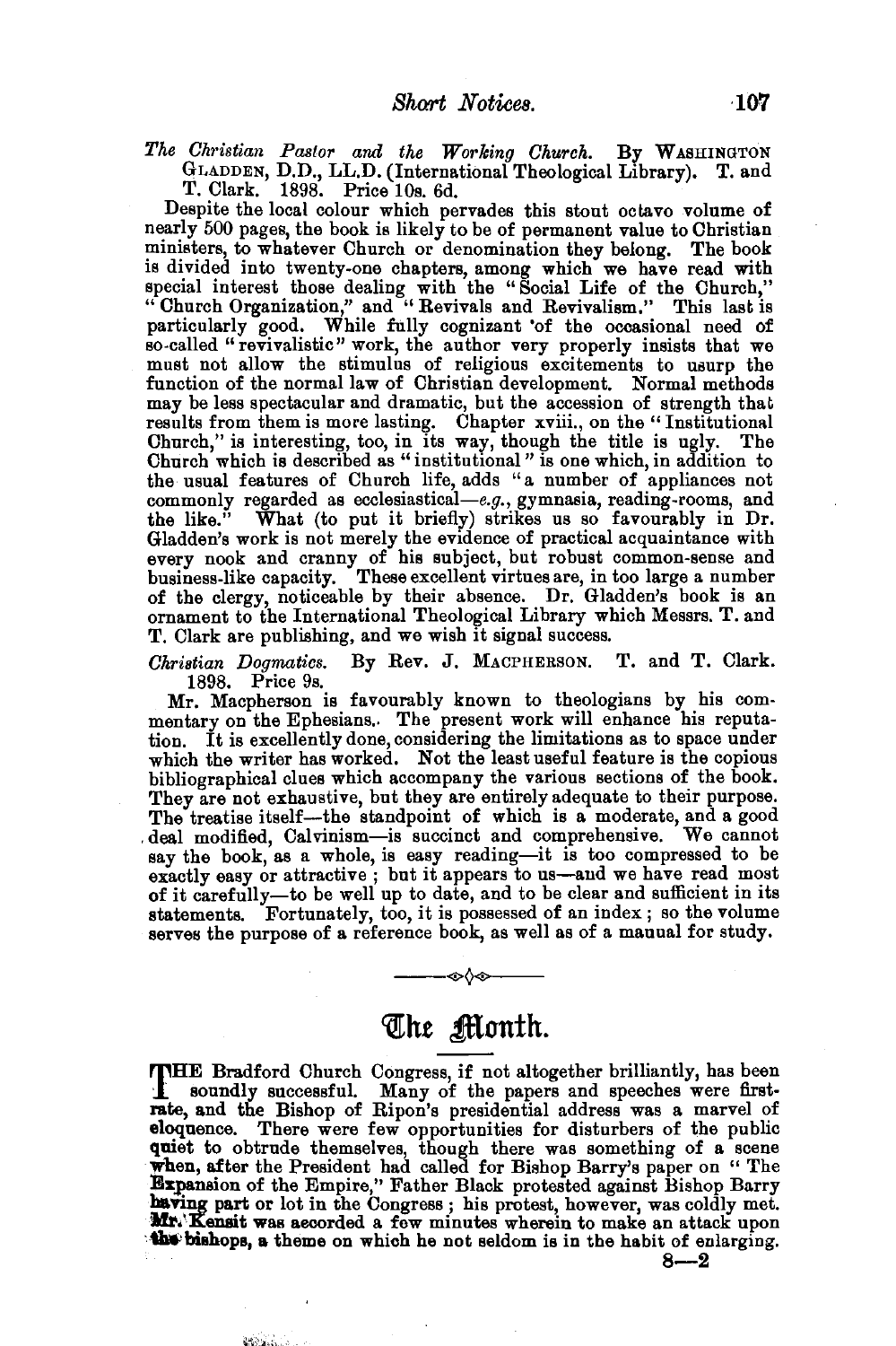*The Christian Pastor and the Working Church.* By WASHINGTON GLADDEN, D.D., LL.D. (International Theological Library). T. and T. Clark. 1898. Price 10s. 6d.

Despite the local colour which pervades this stout octavo volume of nearly 500 pages, the book is likely to be of permanent value to Christian ministers, to whatever Church or denomination they belong. The book is divided into twenty-one chapters, among which we have read with special interest those dealing with the "Social Life of the Church," "Church Organization," and "Revivals and Revivalism." This last is particularly good. While fully cognizant of the occasional need of so-called "revivalistic" work, the author very properly insists that we must not allow the stimulus of religious excitements to usurp the function of the normal law of Christian development. Normal methods may be less spectacular and dramatic, but the accession of strength that results from them is more lasting. Chapter xviii., on the "Institutional Church," is interesting, too, in its way, though the title is ugly. The Church which is described as "institutional" is one which, in addition to the usual features of Church life, adds "a number of appliances not commonly regarded as ecclesiastical—*e.g.*, gymnasia, reading-rooms, and the like." What (to put it briefly) strikes us so favourably in Dr. Gladden's work is not merely the evidence of practical acquaintance with every nook and cranny of his subject, but robust common-sense and business-like capacity. These excellent virtues are, in too large a number of the clergy, noticeable by their absence. Dr. Gladden's book is an ornament to the International Theological Library which Messrs. T. and T. Clark are publishing, and we wish it signal success.

*Christian Dogmatics.* By Rev. J. MACPHERSON. T. and T. Clark. 1898. Price 9s.

Mr. Macpherson is favourably known to theologians by his commentary on the Ephesians. The present work will enhance his reputation. It is excellently done, considering the limitations as to space under which the writer has worked. Not the least useful feature is the copious bibliographical clues which accompany the various sections of the book. They are not exhaustive, but they are entirely adequate to their purpose. The treatise itself—the standpoint of which is a moderate, and a good deal modified, Calvinism—is succinct and comprehensive. We cannot say the book, as a whole, is easy reading—it is too compressed to be exactly easy or attractive; but it appears to us—and we have read most of it carefully—to be well up to date, and to be clear and sufficient in its statements. Fortunately, too, it is possessed of an index; so the volume serves the purpose of a reference book, as well as of a manual for study.

---

# The Month.

THE Bradford Church Congress, if not altogether brilliantly, has been soundly successful. Many of the papers and speeches were first-rate, and the Bishop of Ripon's presidential address was a marvel of eloquence. There were few opportunities for disturbers of the public quiet to obtrude themselves, though there was something of a scene when, after the President had called for Bishop Barry's paper on "The Expansion of the Empire," Father Black protested against Bishop Barry having part or lot in the Congress; his protest, however, was coldly met. Mr. Kensit was accorded a few minutes wherein to make an attack upon the bishops, a theme on which he not seldom is in the habit of enlarging.

8—2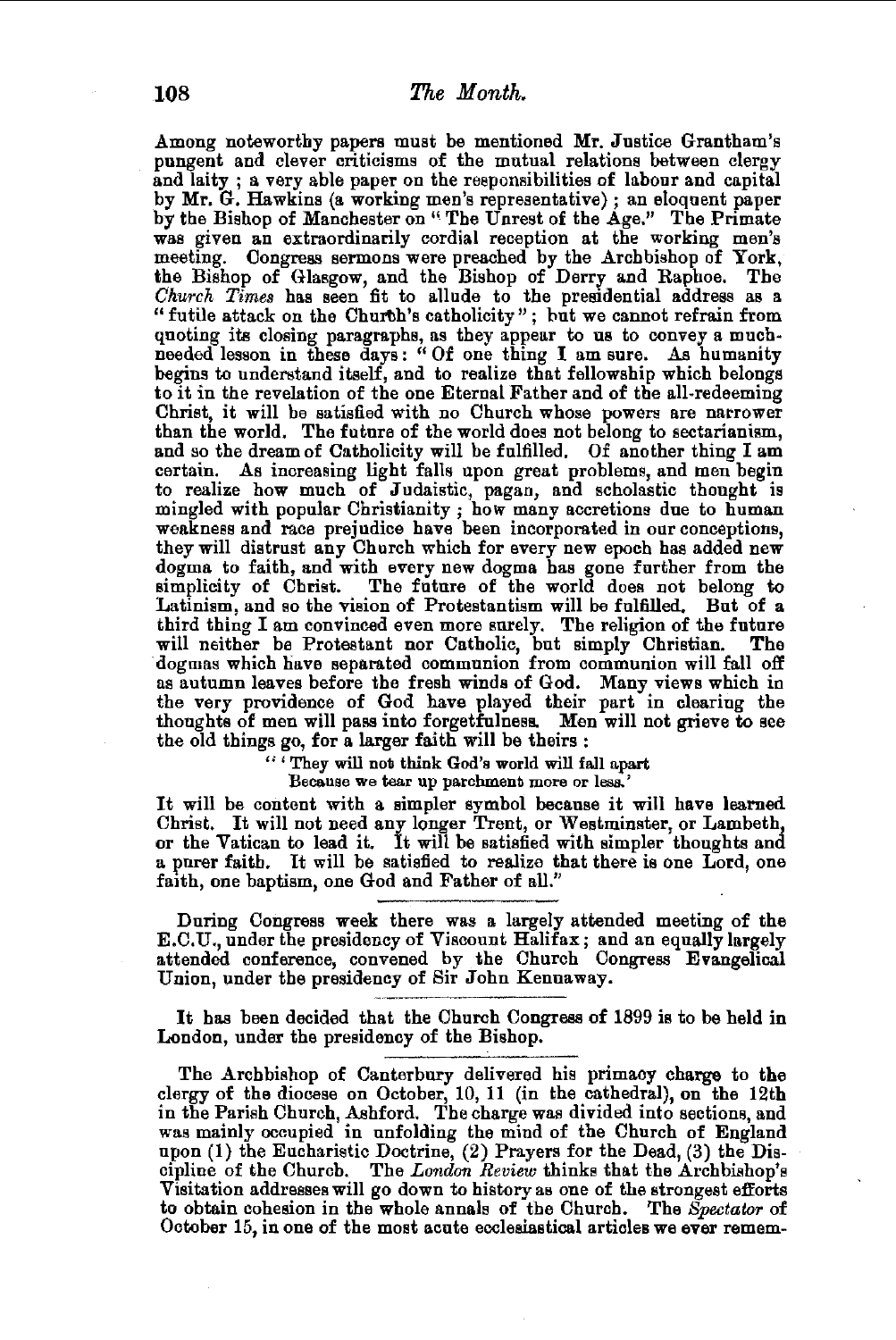Among noteworthy papers must be mentioned Mr. Justice Grantham's pungent and clever criticisms of the mutual relations between clergy and laity; a very able paper on the responsibilities of labour and capital by Mr. G. Hawkins (a working men's representative); an eloquent paper by the Bishop of Manchester on "The Unrest of the Age." The Primate was given an extraordinarily cordial reception at the working men's meeting. Congress sermons were preached by the Archbishop of York, the Bishop of Glasgow, and the Bishop of Derry and Raphoe. The *Church Times* has seen fit to allude to the presidential address as a "futile attack on the Church's catholicity"; but we cannot refrain from quoting its closing paragraphs, as they appear to us to convey a much-needed lesson in these days: "Of one thing I am sure. As humanity begins to understand itself, and to realize that fellowship which belongs to it in the revelation of the one Eternal Father and of the all-redeeming Christ, it will be satisfied with no Church whose powers are narrower than the world. The future of the world does not belong to sectarianism, and so the dream of Catholicity will be fulfilled. Of another thing I am certain. As increasing light falls upon great problems, and men begin to realize how much of Judaistic, pagan, and scholastic thought is mingled with popular Christianity; how many accretions due to human weakness and race prejudice have been incorporated in our conceptions, they will distrust any Church which for every new epoch has added new dogma to faith, and with every new dogma has gone further from the simplicity of Christ. The future of the world does not belong to Latinism, and so the vision of Protestantism will be fulfilled. But of a third thing I am convinced even more surely. The religion of the future will neither be Protestant nor Catholic, but simply Christian. The dogmas which have separated communion from communion will fall off as autumn leaves before the fresh winds of God. Many views which in the very providence of God have played their part in clearing the thoughts of men will pass into forgetfulness. Men will not grieve to see the old things go, for a larger faith will be theirs:

> "'They will not think God's world will fall apart
> Because we tear up parchment more or less.'

It will be content with a simpler symbol because it will have learned Christ. It will not need any longer Trent, or Westminster, or Lambeth, or the Vatican to lead it. It will be satisfied with simpler thoughts and a purer faith. It will be satisfied to realize that there is one Lord, one faith, one baptism, one God and Father of all."

---

During Congress week there was a largely attended meeting of the E.C.U., under the presidency of Viscount Halifax; and an equally largely attended conference, convened by the Church Congress Evangelical Union, under the presidency of Sir John Kennaway.

---

It has been decided that the Church Congress of 1899 is to be held in London, under the presidency of the Bishop.

---

The Archbishop of Canterbury delivered his primacy charge to the clergy of the diocese on October, 10, 11 (in the cathedral), on the 12th in the Parish Church, Ashford. The charge was divided into sections, and was mainly occupied in unfolding the mind of the Church of England upon (1) the Eucharistic Doctrine, (2) Prayers for the Dead, (3) the Discipline of the Church. The *London Review* thinks that the Archbishop's Visitation addresses will go down to history as one of the strongest efforts to obtain cohesion in the whole annals of the Church. The *Spectator* of October 15, in one of the most acute ecclesiastical articles we ever remem-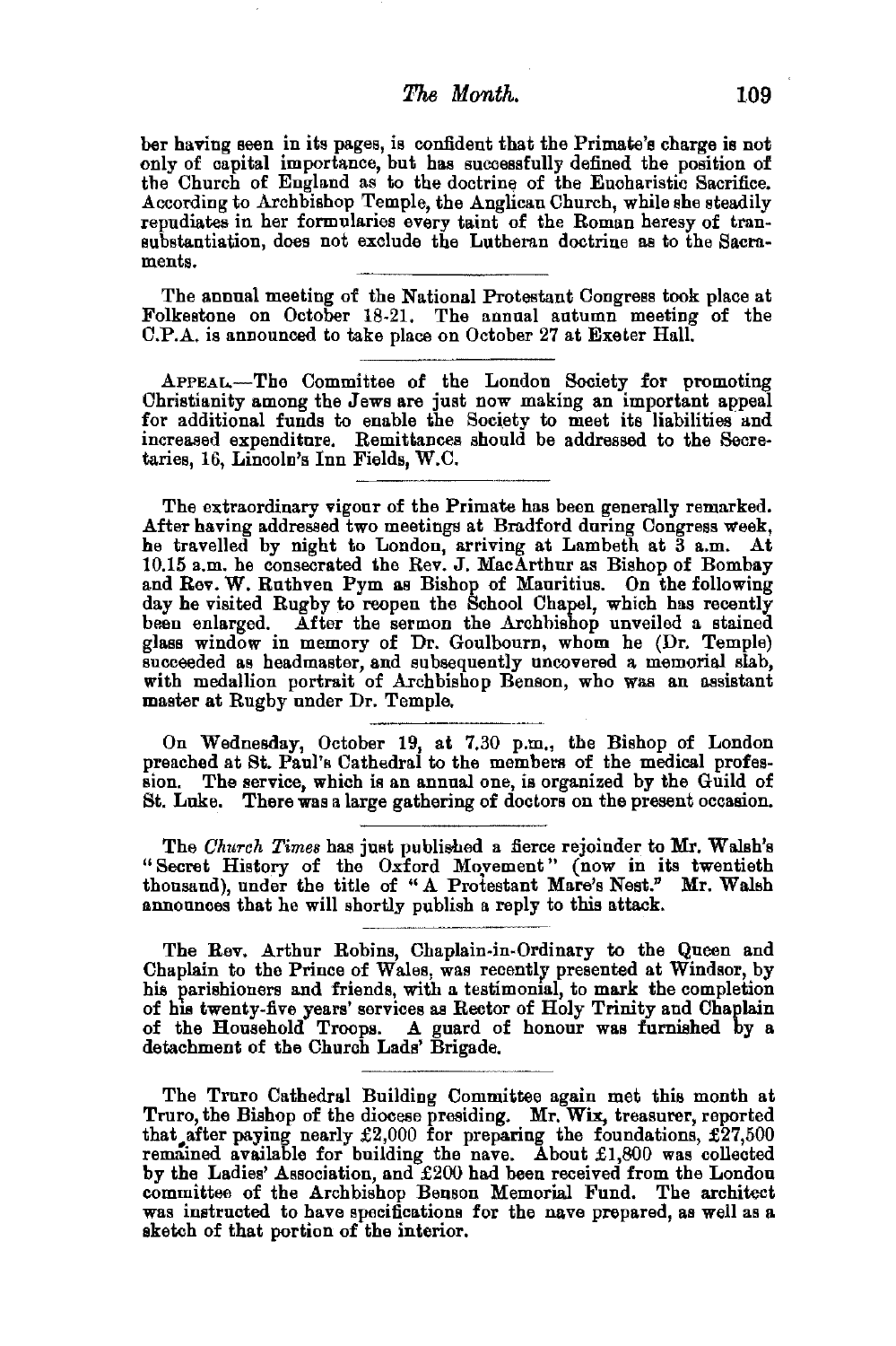ber having seen in its pages, is confident that the Primate's charge is not only of capital importance, but has successfully defined the position of the Church of England as to the doctrine of the Eucharistic Sacrifice. According to Archbishop Temple, the Anglican Church, while she steadily repudiates in her formularies every taint of the Roman heresy of transubstantiation, does not exclude the Lutheran doctrine as to the Sacraments.

---

The annual meeting of the National Protestant Congress took place at Folkestone on October 18-21. The annual autumn meeting of the C.P.A. is announced to take place on October 27 at Exeter Hall.

---

APPEAL.—The Committee of the London Society for promoting Christianity among the Jews are just now making an important appeal for additional funds to enable the Society to meet its liabilities and increased expenditure. Remittances should be addressed to the Secretaries, 16, Lincoln's Inn Fields, W.C.

---

The extraordinary vigour of the Primate has been generally remarked. After having addressed two meetings at Bradford during Congress week, he travelled by night to London, arriving at Lambeth at 3 a.m. At 10.15 a.m. he consecrated the Rev. J. MacArthur as Bishop of Bombay and Rev. W. Ruthven Pym as Bishop of Mauritius. On the following day he visited Rugby to reopen the School Chapel, which has recently been enlarged. After the sermon the Archbishop unveiled a stained glass window in memory of Dr. Goulbourn, whom he (Dr. Temple) succeeded as headmaster, and subsequently uncovered a memorial slab, with medallion portrait of Archbishop Benson, who was an assistant master at Rugby under Dr. Temple.

---

On Wednesday, October 19, at 7.30 p.m., the Bishop of London preached at St. Paul's Cathedral to the members of the medical profession. The service, which is an annual one, is organized by the Guild of St. Luke. There was a large gathering of doctors on the present occasion.

---

The *Church Times* has just published a fierce rejoinder to Mr. Walsh's "Secret History of the Oxford Movement" (now in its twentieth thousand), under the title of "A Protestant Mare's Nest." Mr. Walsh announces that he will shortly publish a reply to this attack.

---

The Rev. Arthur Robins, Chaplain-in-Ordinary to the Queen and Chaplain to the Prince of Wales, was recently presented at Windsor, by his parishioners and friends, with a testimonial, to mark the completion of his twenty-five years' services as Rector of Holy Trinity and Chaplain of the Household Troops. A guard of honour was furnished by a detachment of the Church Lads' Brigade.

---

The Truro Cathedral Building Committee again met this month at Truro, the Bishop of the diocese presiding. Mr. Wix, treasurer, reported that after paying nearly £2,000 for preparing the foundations, £27,500 remained available for building the nave. About £1,800 was collected by the Ladies' Association, and £200 had been received from the London committee of the Archbishop Benson Memorial Fund. The architect was instructed to have specifications for the nave prepared, as well as a sketch of that portion of the interior.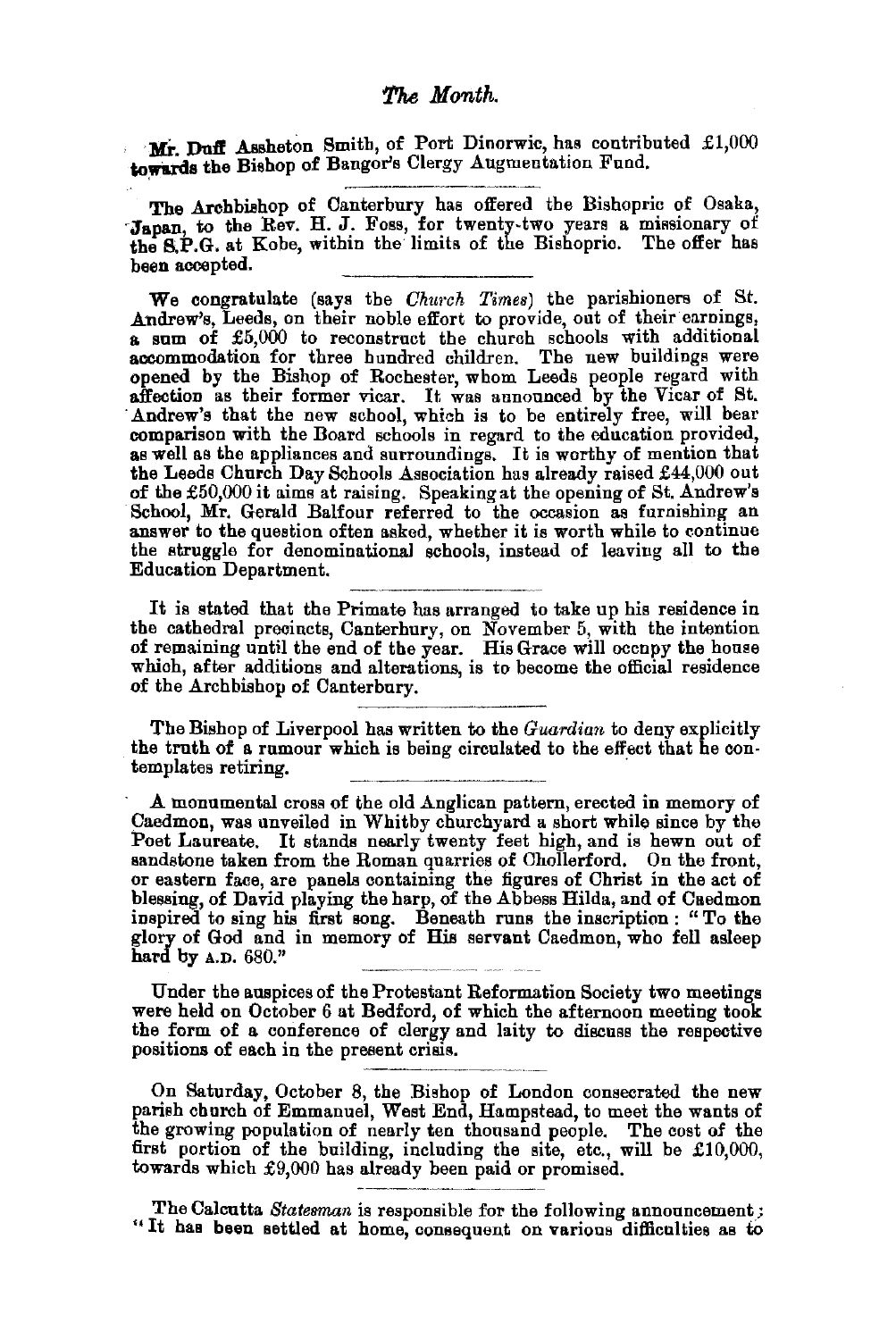## *The Month.*

Mr. Duff Assheton Smith, of Port Dinorwic, has contributed £1,000 towards the Bishop of Bangor's Clergy Augmentation Fund.

The Archbishop of Canterbury has offered the Bishopric of Osaka, Japan, to the Rev. H. J. Foss, for twenty-two years a missionary of the S.P.G. at Kobe, within the limits of the Bishopric. The offer has been accepted.

We congratulate (says the *Church Times*) the parishioners of St. Andrew's, Leeds, on their noble effort to provide, out of their earnings, a sum of £5,000 to reconstruct the church schools with additional accommodation for three hundred children. The new buildings were opened by the Bishop of Rochester, whom Leeds people regard with affection as their former vicar. It was announced by the Vicar of St. Andrew's that the new school, which is to be entirely free, will bear comparison with the Board schools in regard to the education provided, as well as the appliances and surroundings. It is worthy of mention that the Leeds Church Day Schools Association has already raised £44,000 out of the £50,000 it aims at raising. Speaking at the opening of St. Andrew's School, Mr. Gerald Balfour referred to the occasion as furnishing an answer to the question often asked, whether it is worth while to continue the struggle for denominational schools, instead of leaving all to the Education Department.

It is stated that the Primate has arranged to take up his residence in the cathedral precincts, Canterbury, on November 5, with the intention of remaining until the end of the year. His Grace will occupy the house which, after additions and alterations, is to become the official residence of the Archbishop of Canterbury.

The Bishop of Liverpool has written to the *Guardian* to deny explicitly the truth of a rumour which is being circulated to the effect that he contemplates retiring.

A monumental cross of the old Anglican pattern, erected in memory of Caedmon, was unveiled in Whitby churchyard a short while since by the Poet Laureate. It stands nearly twenty feet high, and is hewn out of sandstone taken from the Roman quarries of Chollerford. On the front, or eastern face, are panels containing the figures of Christ in the act of blessing, of David playing the harp, of the Abbess Hilda, and of Caedmon inspired to sing his first song. Beneath runs the inscription: "To the glory of God and in memory of His servant Caedmon, who fell asleep hard by A.D. 680."

Under the auspices of the Protestant Reformation Society two meetings were held on October 6 at Bedford, of which the afternoon meeting took the form of a conference of clergy and laity to discuss the respective positions of each in the present crisis.

On Saturday, October 8, the Bishop of London consecrated the new parish church of Emmanuel, West End, Hampstead, to meet the wants of the growing population of nearly ten thousand people. The cost of the first portion of the building, including the site, etc., will be £10,000, towards which £9,000 has already been paid or promised.

The Calcutta *Statesman* is responsible for the following announcement: "It has been settled at home, consequent on various difficulties as to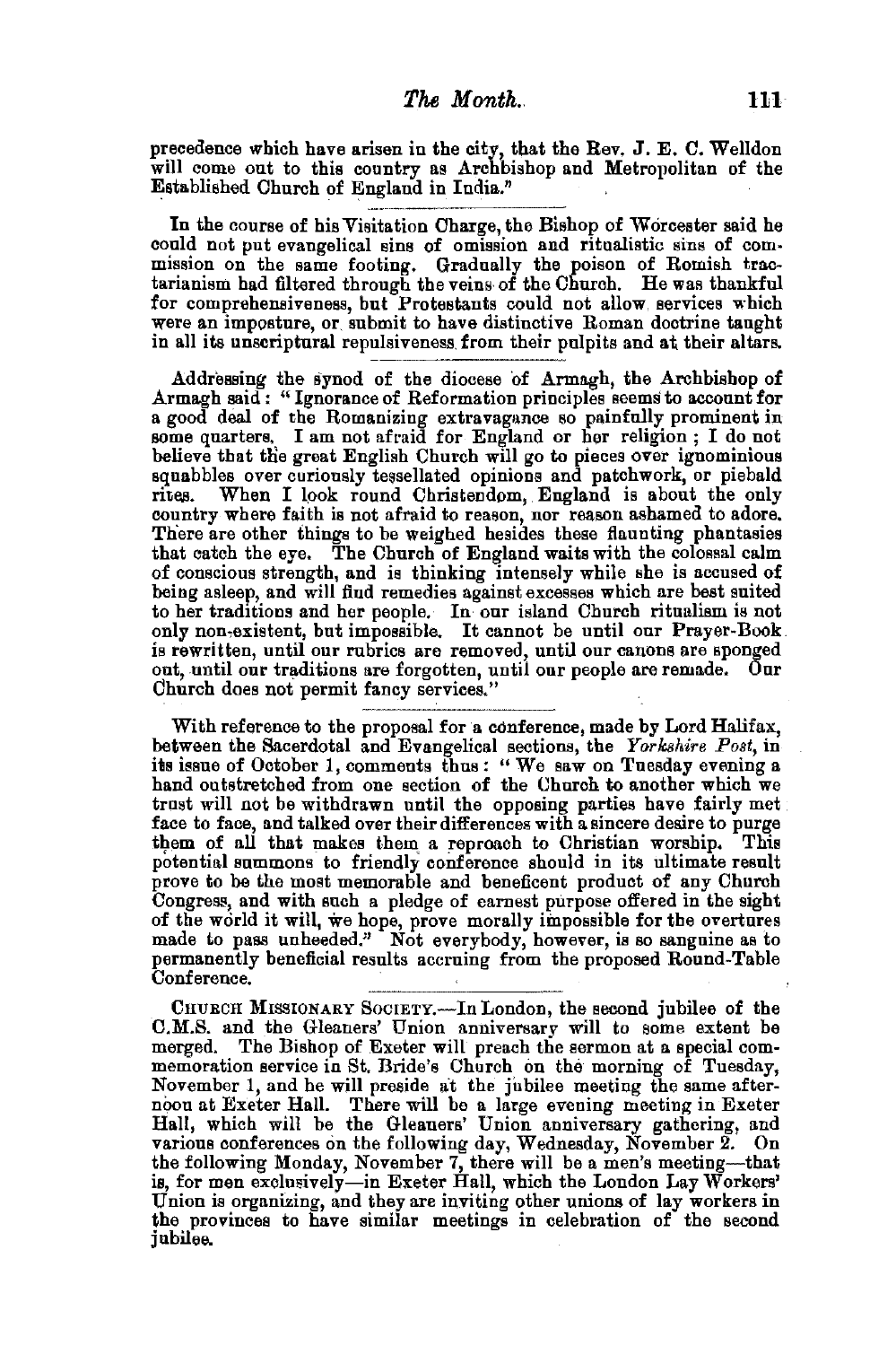precedence which have arisen in the city, that the Rev. J. E. C. Welldon will come out to this country as Archbishop and Metropolitan of the Established Church of England in India."

---

In the course of his Visitation Charge, the Bishop of Worcester said he could not put evangelical sins of omission and ritualistic sins of commission on the same footing. Gradually the poison of Romish tractarianism had filtered through the veins of the Church. He was thankful for comprehensiveness, but Protestants could not allow services which were an imposture, or submit to have distinctive Roman doctrine taught in all its unscriptural repulsiveness from their pulpits and at their altars.

---

Addressing the synod of the diocese of Armagh, the Archbishop of Armagh said: "Ignorance of Reformation principles seems to account for a good deal of the Romanizing extravagance so painfully prominent in some quarters. I am not afraid for England or her religion; I do not believe that the great English Church will go to pieces over ignominious squabbles over curiously tessellated opinions and patchwork, or piebald rites. When I look round Christendom, England is about the only country where faith is not afraid to reason, nor reason ashamed to adore. There are other things to be weighed besides these flaunting phantasies that catch the eye. The Church of England waits with the colossal calm of conscious strength, and is thinking intensely while she is accused of being asleep, and will find remedies against excesses which are best suited to her traditions and her people. In our island Church ritualism is not only non-existent, but impossible. It cannot be until our Prayer-Book is rewritten, until our rubrics are removed, until our canons are sponged out, until our traditions are forgotten, until our people are remade. Our Church does not permit fancy services."

---

With reference to the proposal for a conference, made by Lord Halifax, between the Sacerdotal and Evangelical sections, the *Yorkshire Post*, in its issue of October 1, comments thus: "We saw on Tuesday evening a hand outstretched from one section of the Church to another which we trust will not be withdrawn until the opposing parties have fairly met face to face, and talked over their differences with a sincere desire to purge them of all that makes them a reproach to Christian worship. This potential summons to friendly conference should in its ultimate result prove to be the most memorable and beneficent product of any Church Congress, and with such a pledge of earnest purpose offered in the sight of the world it will, we hope, prove morally impossible for the overtures made to pass unheeded." Not everybody, however, is so sanguine as to permanently beneficial results accruing from the proposed Round-Table Conference.

---

CHURCH MISSIONARY SOCIETY.—In London, the second jubilee of the C.M.S. and the Gleaners' Union anniversary will to some extent be merged. The Bishop of Exeter will preach the sermon at a special commemoration service in St. Bride's Church on the morning of Tuesday, November 1, and he will preside at the jubilee meeting the same afternoon at Exeter Hall. There will be a large evening meeting in Exeter Hall, which will be the Gleaners' Union anniversary gathering, and various conferences on the following day, Wednesday, November 2. On the following Monday, November 7, there will be a men's meeting—that is, for men exclusively—in Exeter Hall, which the London Lay Workers' Union is organizing, and they are inviting other unions of lay workers in the provinces to have similar meetings in celebration of the second jubilee.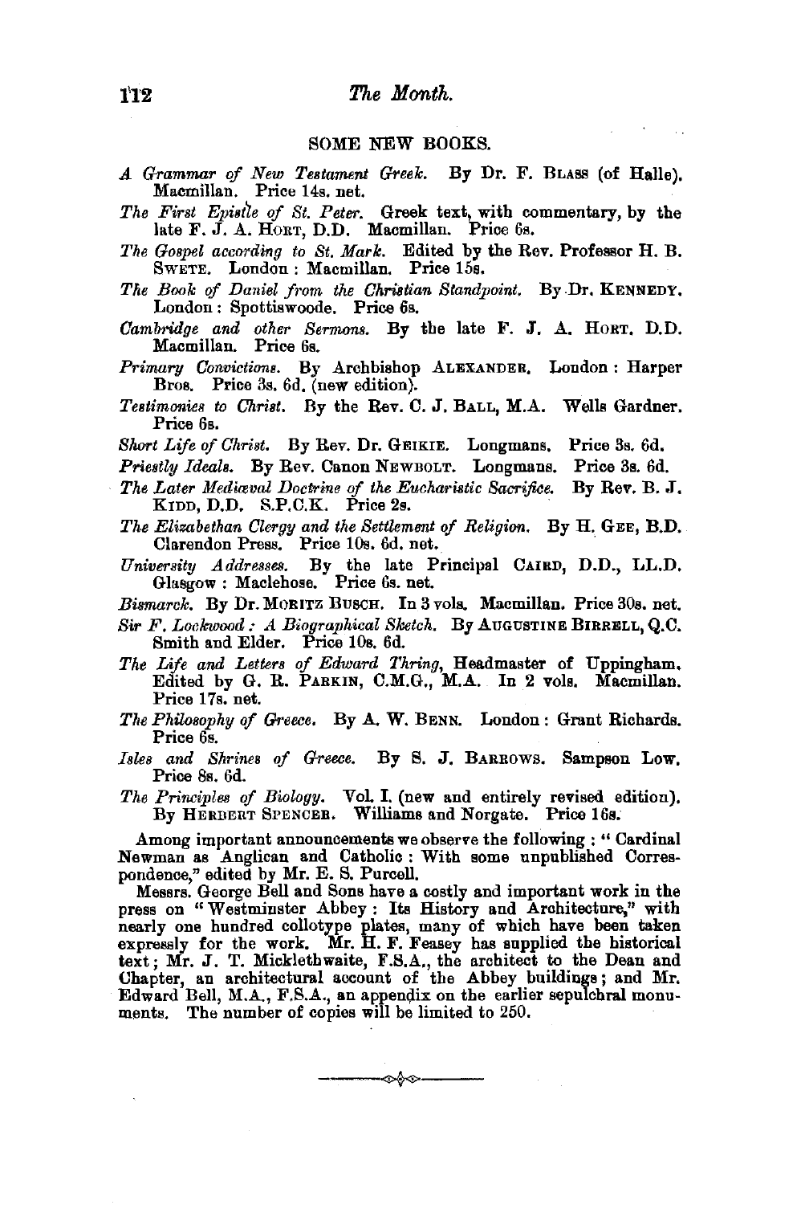## SOME NEW BOOKS.

*A Grammar of New Testament Greek.* By Dr. F. BLASS (of Halle). Macmillan. Price 14s. net.

*The First Epistle of St. Peter.* Greek text, with commentary, by the late F. J. A. HORT, D.D. Macmillan. Price 6s.

*The Gospel according to St. Mark.* Edited by the Rev. Professor H. B. SWETE. London: Macmillan. Price 15s.

*The Book of Daniel from the Christian Standpoint.* By Dr. KENNEDY. London: Spottiswoode. Price 6s.

*Cambridge and other Sermons.* By the late F. J. A. HORT, D.D. Macmillan. Price 6s.

*Primary Convictions.* By Archbishop ALEXANDER. London: Harper Bros. Price 3s. 6d. (new edition).

*Testimonies to Christ.* By the Rev. C. J. BALL, M.A. Wells Gardner. Price 6s.

*Short Life of Christ.* By Rev. Dr. GEIKIE. Longmans. Price 3s. 6d.

*Priestly Ideals.* By Rev. Canon NEWBOLT. Longmans. Price 3s. 6d.

*The Later Mediæval Doctrine of the Eucharistic Sacrifice.* By Rev. B. J. KIDD, D.D. S.P.C.K. Price 2s.

*The Elizabethan Clergy and the Settlement of Religion.* By H. GEE, B.D. Clarendon Press. Price 10s. 6d. net.

*University Addresses.* By the late Principal CAIRD, D.D., LL.D. Glasgow: Maclehose. Price 6s. net.

*Bismarck.* By Dr. MORITZ BUSCH. In 3 vols. Macmillan. Price 30s. net.

*Sir F. Lockwood: A Biographical Sketch.* By AUGUSTINE BIRRELL, Q.C. Smith and Elder. Price 10s. 6d.

*The Life and Letters of Edward Thring,* Headmaster of Uppingham. Edited by G. R. PARKIN, C.M.G., M.A. In 2 vols. Macmillan. Price 17s. net.

*The Philosophy of Greece.* By A. W. BENN. London: Grant Richards. Price 6s.

*Isles and Shrines of Greece.* By S. J. BARROWS. Sampson Low. Price 8s. 6d.

*The Principles of Biology.* Vol. I. (new and entirely revised edition). By HERBERT SPENCER. Williams and Norgate. Price 16s.

Among important announcements we observe the following: "Cardinal Newman as Anglican and Catholic: With some unpublished Correspondence," edited by Mr. E. S. Purcell.

Messrs. George Bell and Sons have a costly and important work in the press on "Westminster Abbey: Its History and Architecture," with nearly one hundred collotype plates, many of which have been taken expressly for the work. Mr. H. F. Feasey has supplied the historical text; Mr. J. T. Micklethwaite, F.S.A., the architect to the Dean and Chapter, an architectural account of the Abbey buildings; and Mr. Edward Bell, M.A., F.S.A., an appendix on the earlier sepulchral monuments. The number of copies will be limited to 250.